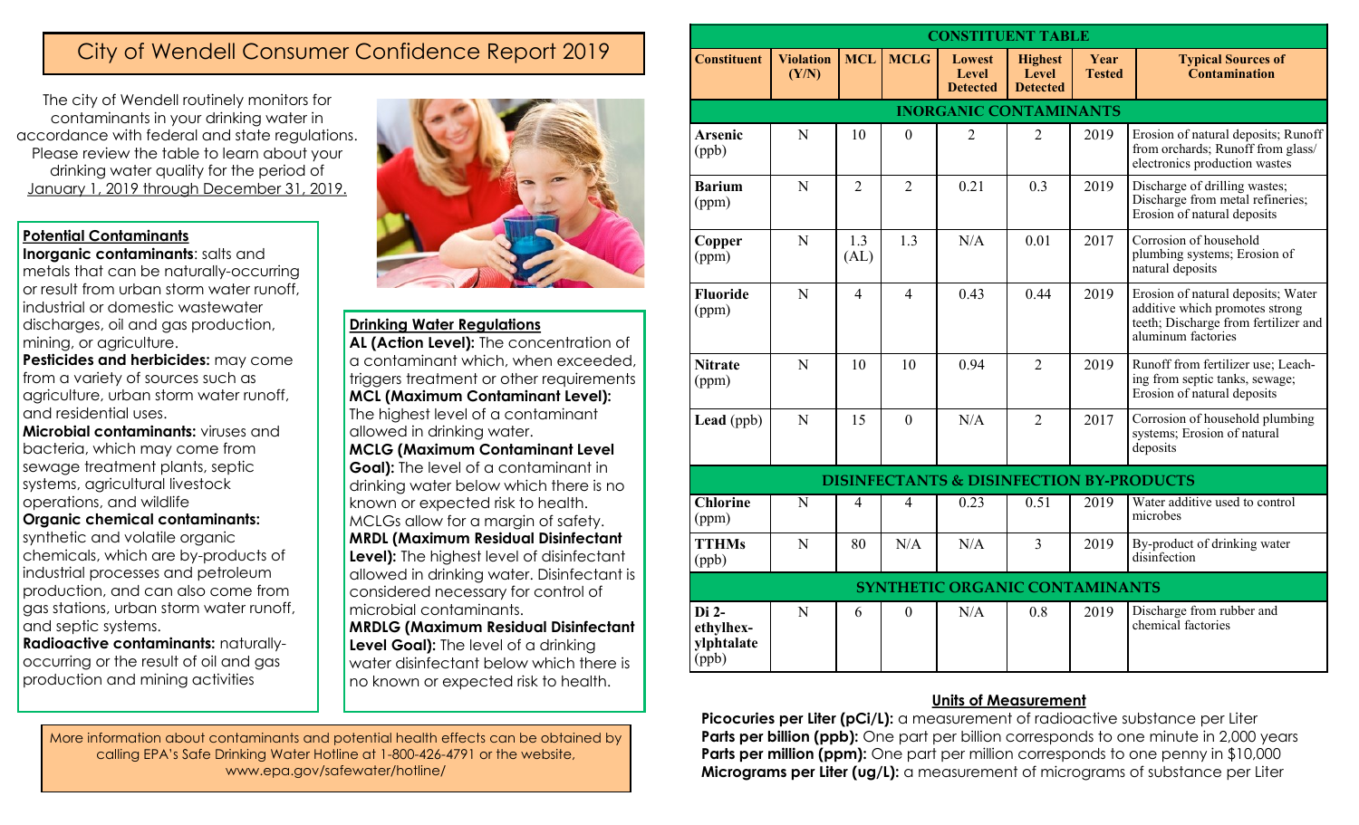# City of Wendell Consumer Confidence Report 2019

The city of Wendell routinely monitors for contaminants in your drinking water in accordance with federal and state regulations. Please review the table to learn about your drinking water quality for the period of January 1, 2019 through December 31, 2019.

## Potential Contaminants

**Inorganic contaminants**: salts and metals that can be naturally-occurring or result from urban storm water runoff, industrial or domestic wastewater discharges, oil and gas production, mining, or agriculture.
**Pesticides and herbicides:** may come from a variety of sources such as agriculture, urban storm water runoff, and residential uses.
**Microbial contaminants:** viruses and bacteria, which may come from sewage treatment plants, septic systems, agricultural livestock operations, and wildlife
**Organic chemical contaminants:** synthetic and volatile organic chemicals, which are by-products of industrial processes and petroleum production, and can also come from gas stations, urban storm water runoff, and septic systems.
**Radioactive contaminants:** naturally-occurring or the result of oil and gas production and mining activities

## Drinking Water Regulations

**AL (Action Level):** The concentration of a contaminant which, when exceeded, triggers treatment or other requirements
**MCL (Maximum Contaminant Level):** The highest level of a contaminant allowed in drinking water.
**MCLG (Maximum Contaminant Level Goal):** The level of a contaminant in drinking water below which there is no known or expected risk to health. MCLGs allow for a margin of safety.
**MRDL (Maximum Residual Disinfectant Level):** The highest level of disinfectant allowed in drinking water. Disinfectant is considered necessary for control of microbial contaminants.
**MRDLG (Maximum Residual Disinfectant Level Goal):** The level of a drinking water disinfectant below which there is no known or expected risk to health.

More information about contaminants and potential health effects can be obtained by calling EPA's Safe Drinking Water Hotline at 1-800-426-4791 or the website, www.epa.gov/safewater/hotline/

## CONSTITUENT TABLE

| Constituent | Violation (Y/N) | MCL | MCLG | Lowest Level Detected | Highest Level Detected | Year Tested | Typical Sources of Contamination |
|---|---|---|---|---|---|---|---|
| **INORGANIC CONTAMINANTS** | | | | | | | |
| **Arsenic** (ppb) | N | 10 | 0 | 2 | 2 | 2019 | Erosion of natural deposits; Runoff from orchards; Runoff from glass/ electronics production wastes |
| **Barium** (ppm) | N | 2 | 2 | 0.21 | 0.3 | 2019 | Discharge of drilling wastes; Discharge from metal refineries; Erosion of natural deposits |
| **Copper** (ppm) | N | 1.3 (AL) | 1.3 | N/A | 0.01 | 2017 | Corrosion of household plumbing systems; Erosion of natural deposits |
| **Fluoride** (ppm) | N | 4 | 4 | 0.43 | 0.44 | 2019 | Erosion of natural deposits; Water additive which promotes strong teeth; Discharge from fertilizer and aluminum factories |
| **Nitrate** (ppm) | N | 10 | 10 | 0.94 | 2 | 2019 | Runoff from fertilizer use; Leaching from septic tanks, sewage; Erosion of natural deposits |
| **Lead** (ppb) | N | 15 | 0 | N/A | 2 | 2017 | Corrosion of household plumbing systems; Erosion of natural deposits |
| **DISINFECTANTS & DISINFECTION BY-PRODUCTS** | | | | | | | |
| **Chlorine** (ppm) | N | 4 | 4 | 0.23 | 0.51 | 2019 | Water additive used to control microbes |
| **TTHMs** (ppb) | N | 80 | N/A | N/A | 3 | 2019 | By-product of drinking water disinfection |
| **SYNTHETIC ORGANIC CONTAMINANTS** | | | | | | | |
| **Di 2-ethylhexylphtalate** (ppb) | N | 6 | 0 | N/A | 0.8 | 2019 | Discharge from rubber and chemical factories |

## Units of Measurement

**Picocuries per Liter (pCi/L):** a measurement of radioactive substance per Liter
**Parts per billion (ppb):** One part per billion corresponds to one minute in 2,000 years
**Parts per million (ppm):** One part per million corresponds to one penny in $10,000
**Micrograms per Liter (ug/L):** a measurement of micrograms of substance per Liter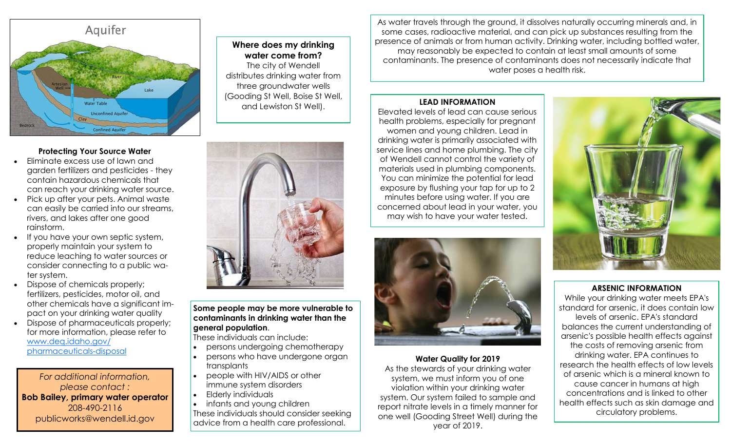Aquifer

River
Artesian Well
Lake
Water Table
Unconfined Aquifer
Clay
Bedrock
Confined Aquifer

### Protecting Your Source Water

- Eliminate excess use of lawn and garden fertilizers and pesticides - they contain hazardous chemicals that can reach your drinking water source.
- Pick up after your pets. Animal waste can easily be carried into our streams, rivers, and lakes after one good rainstorm.
- If you have your own septic system, properly maintain your system to reduce leaching to water sources or consider connecting to a public water system.
- Dispose of chemicals properly; fertilizers, pesticides, motor oil, and other chemicals have a significant impact on your drinking water quality
- Dispose of pharmaceuticals properly; for more information, please refer to www.deq.idaho.gov/pharmaceuticals-disposal

*For additional information, please contact :*
**Bob Bailey, primary water operator**
208-490-2116
publicworks@wendell.id.gov

### Where does my drinking water come from?

The city of Wendell distributes drinking water from three groundwater wells (Gooding St Well, Boise St Well, and Lewiston St Well).

**Some people may be more vulnerable to contaminants in drinking water than the general population**.
These individuals can include:

- persons undergoing chemotherapy
- persons who have undergone organ transplants
- people with HIV/AIDS or other immune system disorders
- Elderly individuals
- infants and young children

These individuals should consider seeking advice from a health care professional.

As water travels through the ground, it dissolves naturally occurring minerals and, in some cases, radioactive material, and can pick up substances resulting from the presence of animals or from human activity. Drinking water, including bottled water, may reasonably be expected to contain at least small amounts of some contaminants. The presence of contaminants does not necessarily indicate that water poses a health risk.

### LEAD INFORMATION

Elevated levels of lead can cause serious health problems, especially for pregnant women and young children. Lead in drinking water is primarily associated with service lines and home plumbing. The city of Wendell cannot control the variety of materials used in plumbing components. You can minimize the potential for lead exposure by flushing your tap for up to 2 minutes before using water. If you are concerned about lead in your water, you may wish to have your water tested.

### Water Quality for 2019

As the stewards of your drinking water system, we must inform you of one violation within your drinking water system. Our system failed to sample and report nitrate levels in a timely manner for one well (Gooding Street Well) during the year of 2019.

### ARSENIC INFORMATION

While your drinking water meets EPA's standard for arsenic, it does contain low levels of arsenic. EPA's standard balances the current understanding of arsenic's possible health effects against the costs of removing arsenic from drinking water. EPA continues to research the health effects of low levels of arsenic which is a mineral known to cause cancer in humans at high concentrations and is linked to other health effects such as skin damage and circulatory problems.